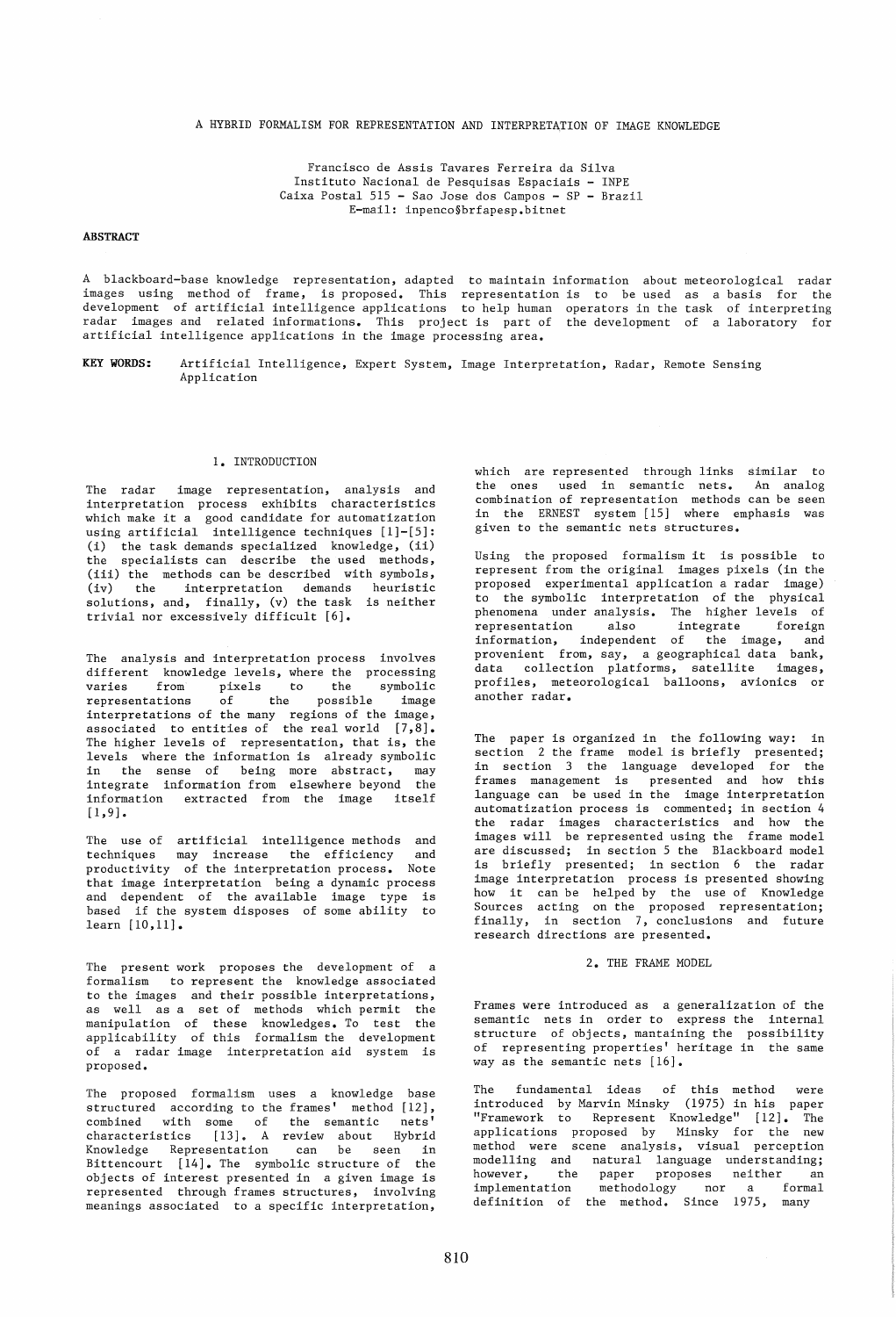# A HYBRID FORMALISM FOR REPRESENTATION AND INTERPRETATION OF IMAGE KNOWLEDGE

Francisco de Assis Tavares Ferreira da Silva
Instituto Nacional de Pesquisas Espaciais - INPE
Caixa Postal 515 - Sao Jose dos Campos - SP - Brazil
E-mail: inpenco§brfapesp.bitnet

**ABSTRACT**

A blackboard-base knowledge representation, adapted to maintain information about meteorological radar images using method of frame, is proposed. This representation is to be used as a basis for the development of artificial intelligence applications to help human operators in the task of interpreting radar images and related informations. This project is part of the development of a laboratory for artificial intelligence applications in the image processing area.

**KEY WORDS:** Artificial Intelligence, Expert System, Image Interpretation, Radar, Remote Sensing Application

## 1. INTRODUCTION

The radar image representation, analysis and interpretation process exhibits characteristics which make it a good candidate for automatization using artificial intelligence techniques [1]-[5]: (i) the task demands specialized knowledge, (ii) the specialists can describe the used methods, (iii) the methods can be described with symbols, (iv) the interpretation demands heuristic solutions, and, finally, (v) the task is neither trivial nor excessively difficult [6].

The analysis and interpretation process involves different knowledge levels, where the processing varies from pixels to the symbolic representations of the possible image interpretations of the many regions of the image, associated to entities of the real world [7,8]. The higher levels of representation, that is, the levels where the information is already symbolic in the sense of being more abstract, may integrate information from elsewhere beyond the information extracted from the image itself [1,9].

The use of artificial intelligence methods and techniques may increase the efficiency and productivity of the interpretation process. Note that image interpretation being a dynamic process and dependent of the available image type is based if the system disposes of some ability to learn [10,11].

The present work proposes the development of a formalism to represent the knowledge associated to the images and their possible interpretations, as well as a set of methods which permit the manipulation of these knowledges. To test the applicability of this formalism the development of a radar image interpretation aid system is proposed.

The proposed formalism uses a knowledge base structured according to the frames' method [12], combined with some of the semantic nets' characteristics [13]. A review about Hybrid Knowledge Representation can be seen in Bittencourt [14]. The symbolic structure of the objects of interest presented in a given image is represented through frames structures, involving meanings associated to a specific interpretation, which are represented through links similar to the ones used in semantic nets. An analog combination of representation methods can be seen in the ERNEST system [15] where emphasis was given to the semantic nets structures.

Using the proposed formalism it is possible to represent from the original images pixels (in the proposed experimental application a radar image) to the symbolic interpretation of the physical phenomena under analysis. The higher levels of representation also integrate foreign information, independent of the image, and provenient from, say, a geographical data bank, data collection platforms, satellite images, profiles, meteorological balloons, avionics or another radar.

The paper is organized in the following way: in section 2 the frame model is briefly presented; in section 3 the language developed for the frames management is presented and how this language can be used in the image interpretation automatization process is commented; in section 4 the radar images characteristics and how the images will be represented using the frame model are discussed; in section 5 the Blackboard model is briefly presented; in section 6 the radar image interpretation process is presented showing how it can be helped by the use of Knowledge Sources acting on the proposed representation; finally, in section 7, conclusions and future research directions are presented.

## 2. THE FRAME MODEL

Frames were introduced as a generalization of the semantic nets in order to express the internal structure of objects, mantaining the possibility of representing properties' heritage in the same way as the semantic nets [16].

The fundamental ideas of this method were introduced by Marvin Minsky (1975) in his paper "Framework to Represent Knowledge" [12]. The applications proposed by Minsky for the new method were scene analysis, visual perception modelling and natural language understanding; however, the paper proposes neither an implementation methodology nor a formal definition of the method. Since 1975, many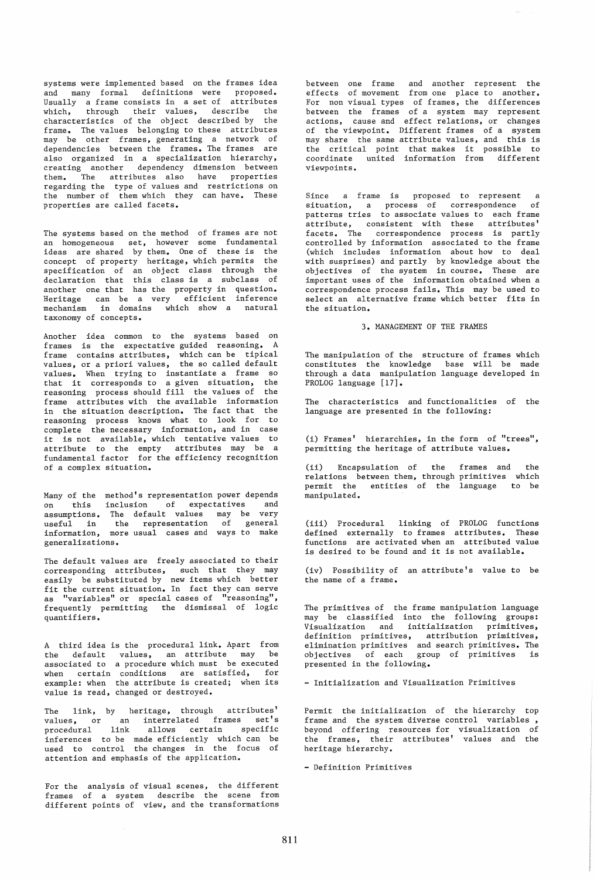systems were implemented based on the frames idea and many formal definitions were proposed. Usually a frame consists in a set of attributes which, through their values, describe the characteristics of the object described by the frame. The values belonging to these attributes may be other frames, generating a network of dependencies between the frames. The frames are also organized in a specialization hierarchy, creating another dependency dimension between them. The attributes also have properties regarding the type of values and restrictions on the number of them which they can have. These properties are called facets.

The systems based on the method of frames are not an homogeneous set, however some fundamental ideas are shared by them. One of these is the concept of property heritage, which permits the specification of an object class through the declaration that this class is a subclass of another one that has the property in question. Heritage can be a very efficient inference mechanism in domains which show a natural taxonomy of concepts.

Another idea common to the systems based on frames is the expectative guided reasoning. A frame contains attributes, which can be tipical values, or a priori values, the so called default values. When trying to instantiate a frame so that it corresponds to a given situation, the reasoning process should fill the values of the frame attributes with the available information in the situation description. The fact that the reasoning process knows what to look for to complete the necessary information, and in case it is not available, which tentative values to attribute to the empty attributes may be a fundamental factor for the efficiency recognition of a complex situation.

Many of the method's representation power depends on this inclusion of expectatives and assumptions. The default values may be very useful in the representation of general information, more usual cases and ways to make generalizations.

The default values are freely associated to their corresponding attributes, such that they may easily be substituted by new items which better fit the current situation. In fact they can serve as "variables" or special cases of "reasoning", frequently permitting the dismissal of logic quantifiers.

A third idea is the procedural link. Apart from the default values, an attribute may be associated to a procedure which must be executed when certain conditions are satisfied, for example: when the attribute is created; when its value is read, changed or destroyed.

The link, by heritage, through attributes' values, or an interrelated frames set's procedural link allows certain specific inferences to be made efficiently which can be used to control the changes in the focus of attention and emphasis of the application.

For the analysis of visual scenes, the different frames of a system describe the scene from different points of view, and the transformations between one frame and another represent the effects of movement from one place to another. For non visual types of frames, the differences between the frames of a system may represent actions, cause and effect relations, or changes of the viewpoint. Different frames of a system may share the same attribute values, and this is the critical point that makes it possible to coordinate united information from different viewpoints.

Since a frame is proposed to represent a situation, a process of correspondence of patterns tries to associate values to each frame attribute, consistent with these attributes' facets. The correspondence process is partly controlled by information associated to the frame (which includes information about how to deal with susprises) and partly by knowledge about the objectives of the system in course. These are important uses of the information obtained when a correspondence process fails. This may be used to select an alternative frame which better fits in the situation.

## 3. MANAGEMENT OF THE FRAMES

The manipulation of the structure of frames which constitutes the knowledge base will be made through a data manipulation language developed in PROLOG language [17].

The characteristics and functionalities of the language are presented in the following:

(i) Frames' hierarchies, in the form of "trees", permitting the heritage of attribute values.

(ii) Encapsulation of the frames and the relations between them, through primitives which permit the entities of the language to be manipulated.

(iii) Procedural linking of PROLOG functions defined externally to frames attributes. These functions are activated when an attributed value is desired to be found and it is not available.

(iv) Possibility of an attribute's value to be the name of a frame.

The primitives of the frame manipulation language may be classified into the following groups: Visualization and initialization primitives, definition primitives, attribution primitives, elimination primitives and search primitives. The objectives of each group of primitives is presented in the following.

- Initialization and Visualization Primitives

Permit the initialization of the hierarchy top frame and the system diverse control variables , beyond offering resources for visualization of the frames, their attributes' values and the heritage hierarchy.

- Definition Primitives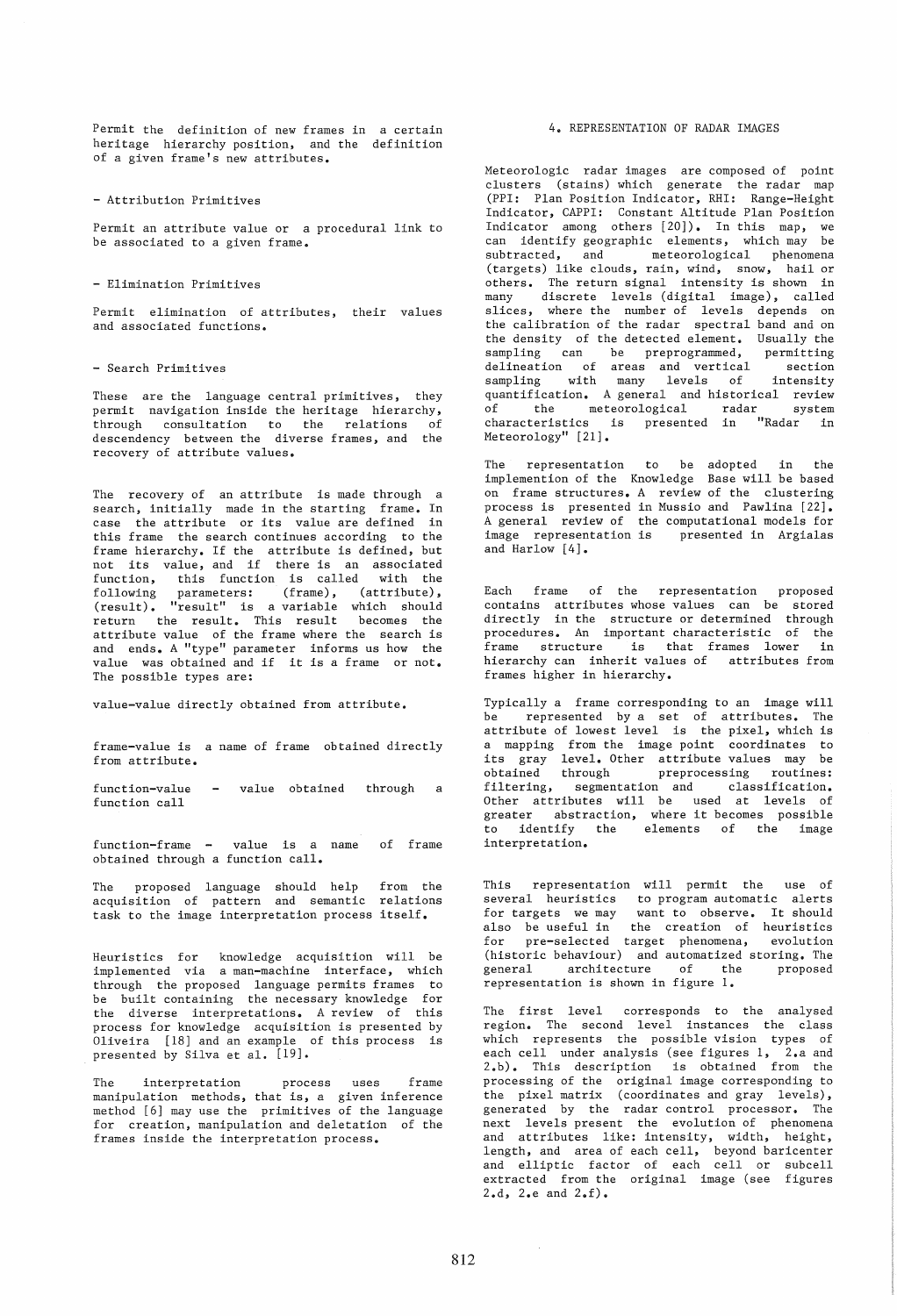Permit the definition of new frames in a certain heritage hierarchy position, and the definition of a given frame's new attributes.

- Attribution Primitives

Permit an attribute value or a procedural link to be associated to a given frame.

- Elimination Primitives

Permit elimination of attributes, their values and associated functions.

- Search Primitives

These are the language central primitives, they permit navigation inside the heritage hierarchy, through consultation to the relations of descendency between the diverse frames, and the recovery of attribute values.

The recovery of an attribute is made through a search, initially made in the starting frame. In case the attribute or its value are defined in this frame the search continues according to the frame hierarchy. If the attribute is defined, but not its value, and if there is an associated function, this function is called with the following parameters: (frame), (attribute), (result). "result" is a variable which should return the result. This result becomes the attribute value of the frame where the search is and ends. A "type" parameter informs us how the value was obtained and if it is a frame or not. The possible types are:

value-value directly obtained from attribute.

frame-value is a name of frame obtained directly from attribute.

function-value - value obtained through a function call

function-frame - value is a name of frame obtained through a function call.

The proposed language should help from the acquisition of pattern and semantic relations task to the image interpretation process itself.

Heuristics for knowledge acquisition will be implemented via a man-machine interface, which through the proposed language permits frames to be built containing the necessary knowledge for the diverse interpretations. A review of this process for knowledge acquisition is presented by Oliveira [18] and an example of this process is presented by Silva et al. [19].

The interpretation process uses frame manipulation methods, that is, a given inference method [6] may use the primitives of the language for creation, manipulation and deletation of the frames inside the interpretation process.

## 4. REPRESENTATION OF RADAR IMAGES

Meteorologic radar images are composed of point clusters (stains) which generate the radar map (PPI: Plan Position Indicator, RHI: Range-Height Indicator, CAPPI: Constant Altitude Plan Position Indicator among others [20]). In this map, we can identify geographic elements, which may be subtracted, and meteorological phenomena (targets) like clouds, rain, wind, snow, hail or others. The return signal intensity is shown in many discrete levels (digital image), called slices, where the number of levels depends on the calibration of the radar spectral band and on the density of the detected element. Usually the sampling can be preprogrammed, permitting delineation of areas and vertical section sampling with many levels of intensity quantification. A general and historical review of the meteorological radar system characteristics is presented in "Radar in Meteorology" [21].

The representation to be adopted in the implemention of the Knowledge Base will be based on frame structures. A review of the clustering process is presented in Mussio and Pawlina [22]. A general review of the computational models for image representation is presented in Argialas and Harlow [4].

Each frame of the representation proposed contains attributes whose values can be stored directly in the structure or determined through procedures. An important characteristic of the frame structure is that frames lower in hierarchy can inherit values of attributes from frames higher in hierarchy.

Typically a frame corresponding to an image will be represented by a set of attributes. The attribute of lowest level is the pixel, which is a mapping from the image point coordinates to its gray level. Other attribute values may be obtained through preprocessing routines: filtering, segmentation and classification. Other attributes will be used at levels of greater abstraction, where it becomes possible to identify the elements of the image interpretation.

This representation will permit the use of several heuristics to program automatic alerts for targets we may want to observe. It should also be useful in the creation of heuristics for pre-selected target phenomena, evolution (historic behaviour) and automatized storing. The general architecture of the proposed representation is shown in figure 1.

The first level corresponds to the analysed region. The second level instances the class which represents the possible vision types of each cell under analysis (see figures 1, 2.a and 2.b). This description is obtained from the processing of the original image corresponding to the pixel matrix (coordinates and gray levels), generated by the radar control processor. The next levels present the evolution of phenomena and attributes like: intensity, width, height, length, and area of each cell, beyond baricenter and elliptic factor of each cell or subcell extracted from the original image (see figures 2.d, 2.e and 2.f).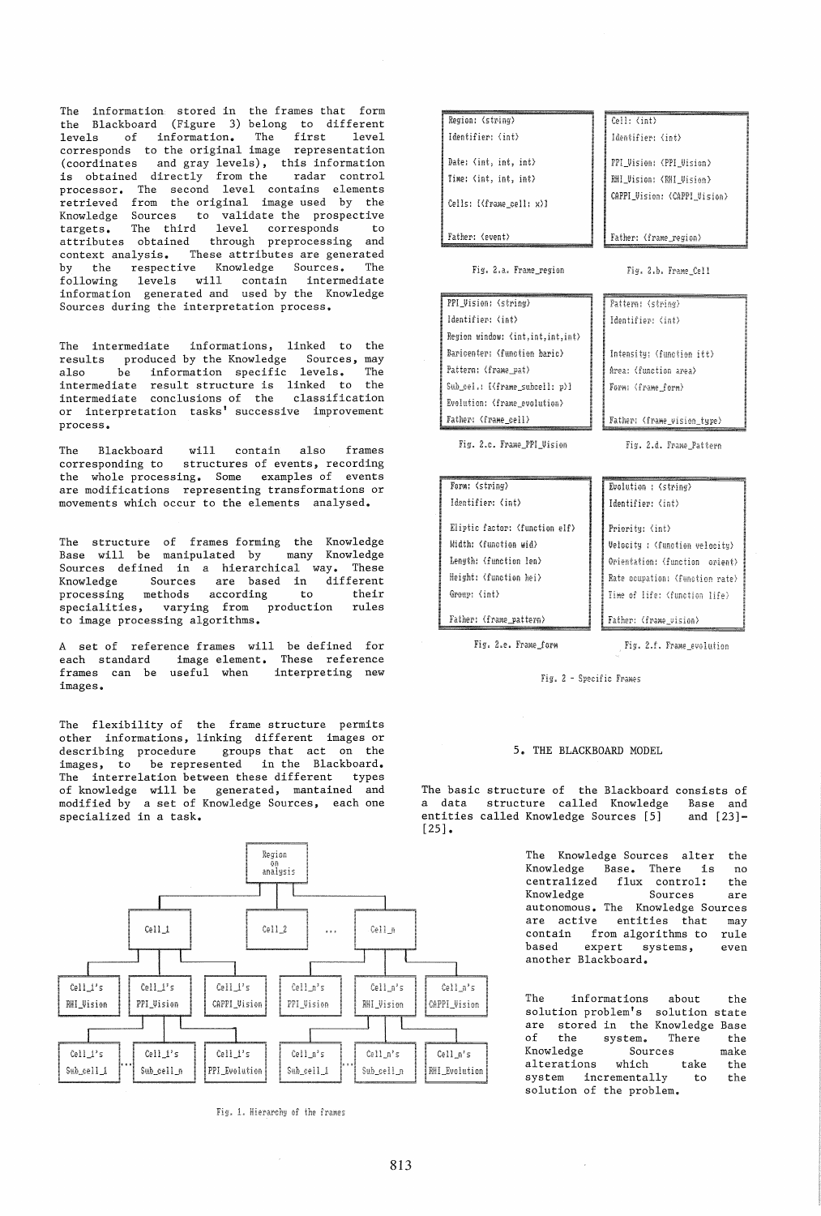The information stored in the frames that form the Blackboard (Figure 3) belong to different levels of information. The first level corresponds to the original image representation (coordinates and gray levels), this information is obtained directly from the radar control processor. The second level contains elements retrieved from the original image used by the Knowledge Sources to validate the prospective targets. The third level corresponds to attributes obtained through preprocessing and context analysis. These attributes are generated by the respective Knowledge Sources. The following levels will contain intermediate information generated and used by the Knowledge Sources during the interpretation process.

The intermediate informations, linked to the results produced by the Knowledge Sources, may also be information specific levels. The intermediate result structure is linked to the intermediate conclusions of the classification or interpretation tasks' successive improvement process.

The Blackboard will contain also frames corresponding to structures of events, recording the whole processing. Some examples of events are modifications representing transformations or movements which occur to the elements analysed.

The structure of frames forming the Knowledge Base will be manipulated by many Knowledge Sources defined in a hierarchical way. These Knowledge Sources are based in different processing methods according to their specialities, varying from production rules to image processing algorithms.

A set of reference frames will be defined for each standard image element. These reference frames can be useful when interpreting new images.

The flexibility of the frame structure permits other informations, linking different images or describing procedure groups that act on the images, to be represented in the Blackboard. The interrelation between these different types of knowledge will be generated, mantained and modified by a set of Knowledge Sources, each one specialized in a task.

```
                                Region
                                  on
                                analysis
                 /                 |                  \
           Cell_1               Cell_2      ...       Cell_n
      /      |       \                          /        |        \
Cell_1's   Cell_1's   Cell_1's           Cell_n's    Cell_n's    Cell_n's
RHI_Vision PPI_Vision CAPPI_Vision       PPI_Vision  RHI_Vision  CAPPI_Vision
      /        |         \                   /          |          \
Cell_1's ... Cell_1's   Cell_1's       Cell_n's ... Cell_n's     Cell_n's
Sub_cell_1   Sub_cell_n PPI_Evolution  Sub_cell_1   Sub_cell_n   RHI_Evolution
```

Fig. 1. Hierarchy of the frames

```
Region: <string>
Identifier: <int>

Date: <int, int, int>
Time: <int, int, int>

Cells: [<frame_cell: x>]

Father: <event>
```

Fig. 2.a. Frame_region

```
Cell: <int>
Identifier: <int>

PPI_Vision: <PPI_Vision>
RHI_Vision: <RHI_Vision>
CAPPI_Vision: <CAPPI_Vision>

Father: <frame_region>
```

Fig. 2.b. Frame_Cell

```
PPI_Vision: <string>
Identifier: <int>
Region window: <int,int,int,int>
Baricenter: <function baric>
Pattern: <frame_pat>
Sub_cel.: [<frame_subcell: p>]
Evolution: <frame_evolution>
Father: <frame_cell>
```

Fig. 2.c. Frame_PPI_Vision

```
Pattern: <string>
Identifier: <int>

Intensity: <function itt>
Area: <function area>
Form: <frame_form>

Father: <frame_vision_type>
```

Fig. 2.d. Frame_Pattern

```
Form: <string>
Identifier: <int>

Eliptic factor: <function elf>
Width: <function wid>
Length: <function len>
Height: <function hei>
Group: <int>

Father: <frame_pattern>
```

Fig. 2.e. Frame_form

```
Evolution : <string>
Identifier: <int>

Priority: <int>
Velocity : <function velocity>
Orientation: <function orient>
Rate ocupation: <function rate>
Time of life: <function life>

Father: <frame_vision>
```

Fig. 2.f. Frame_evolution

Fig. 2 - Specific Frames

## 5. THE BLACKBOARD MODEL

The basic structure of the Blackboard consists of a data structure called Knowledge Base and entities called Knowledge Sources [5] and [23]-[25].

The Knowledge Sources alter the Knowledge Base. There is no centralized flux control: the Knowledge Sources are autonomous. The Knowledge Sources are active entities that may contain from algorithms to rule based expert systems, even another Blackboard.

The informations about the solution problem's solution state are stored in the Knowledge Base of the system. There the Knowledge Sources make alterations which take the system incrementally to the solution of the problem.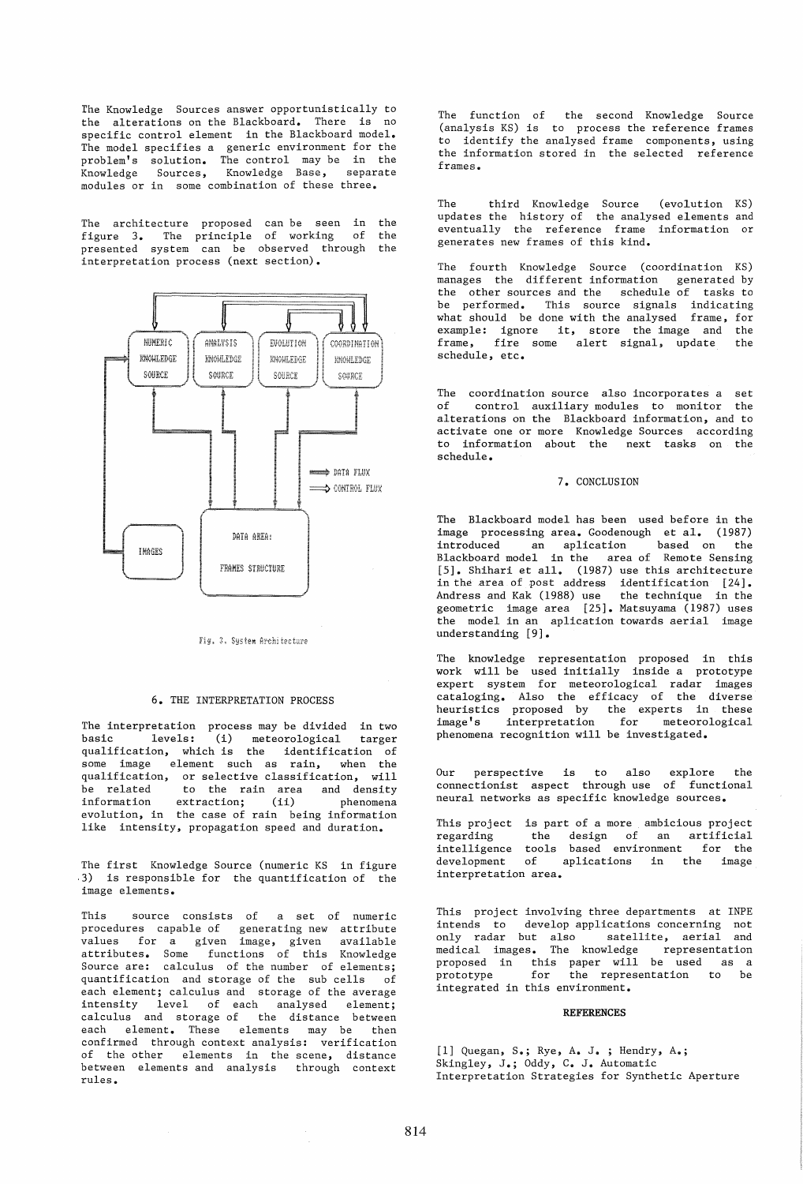The Knowledge Sources answer opportunistically to the alterations on the Blackboard. There is no specific control element in the Blackboard model. The model specifies a generic environment for the problem's solution. The control may be in the Knowledge Sources, Knowledge Base, separate modules or in some combination of these three.

The architecture proposed can be seen in the figure 3. The principle of working of the presented system can be observed through the interpretation process (next section).

Fig. 3. System Architecture

## 6. THE INTERPRETATION PROCESS

The interpretation process may be divided in two basic levels: (i) meteorological targer qualification, which is the identification of some image element such as rain, when the qualification, or selective classification, will be related to the rain area and density information extraction; (ii) phenomena evolution, in the case of rain being information like intensity, propagation speed and duration.

The first Knowledge Source (numeric KS in figure 3) is responsible for the quantification of the image elements.

This source consists of a set of numeric procedures capable of generating new attribute values for a given image, given available attributes. Some functions of this Knowledge Source are: calculus of the number of elements; quantification and storage of the sub cells of each element; calculus and storage of the average intensity level of each analysed element; calculus and storage of the distance between each element. These elements may be then confirmed through context analysis: verification of the other elements in the scene, distance between elements and analysis through context rules.

The function of the second Knowledge Source (analysis KS) is to process the reference frames to identify the analysed frame components, using the information stored in the selected reference frames.

The third Knowledge Source (evolution KS) updates the history of the analysed elements and eventually the reference frame information or generates new frames of this kind.

The fourth Knowledge Source (coordination KS) manages the different information generated by the other sources and the schedule of tasks to be performed. This source signals indicating what should be done with the analysed frame, for example: ignore it, store the image and the frame, fire some alert signal, update the schedule, etc.

The coordination source also incorporates a set of control auxiliary modules to monitor the alterations on the Blackboard information, and to activate one or more Knowledge Sources according to information about the next tasks on the schedule.

## 7. CONCLUSION

The Blackboard model has been used before in the image processing area. Goodenough et al. (1987) introduced an aplication based on the Blackboard model in the area of Remote Sensing [5]. Shihari et all. (1987) use this architecture in the area of post address identification [24]. Andress and Kak (1988) use the technique in the geometric image area [25]. Matsuyama (1987) uses the model in an aplication towards aerial image understanding [9].

The knowledge representation proposed in this work will be used initially inside a prototype expert system for meteorological radar images cataloging. Also the efficacy of the diverse heuristics proposed by the experts in these image's interpretation for meteorological phenomena recognition will be investigated.

Our perspective is to also explore the connectionist aspect through use of functional neural networks as specific knowledge sources.

This project is part of a more ambicious project regarding the design of an artificial intelligence tools based environment for the development of aplications in the image interpretation area.

This project involving three departments at INPE intends to develop applications concerning not only radar but also satellite, aerial and medical images. The knowledge representation proposed in this paper will be used as a prototype for the representation to be integrated in this environment.

**REFERENCES**

[1] Quegan, S.; Rye, A. J. ; Hendry, A.; Skingley, J.; Oddy, C. J. Automatic Interpretation Strategies for Synthetic Aperture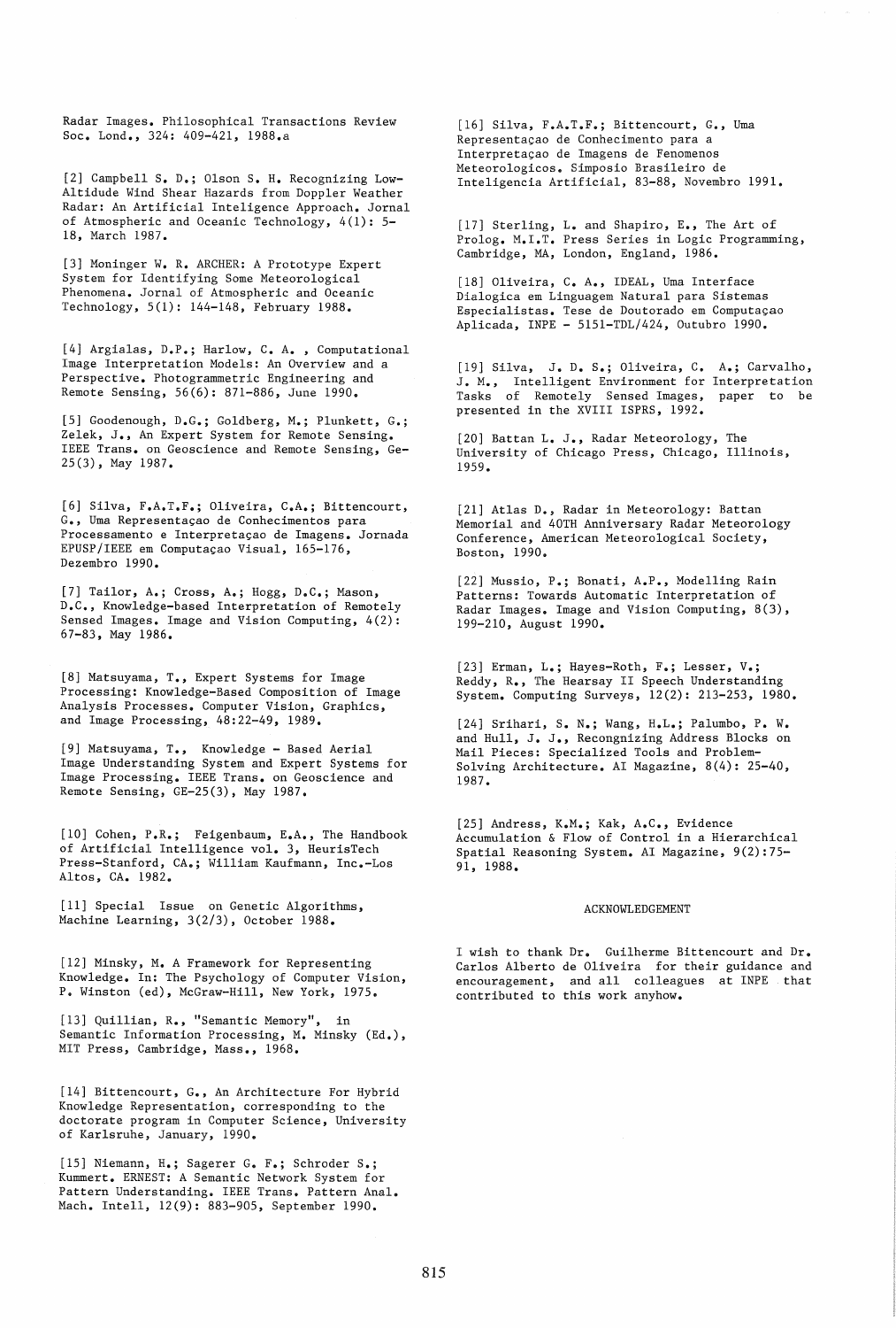Radar Images. Philosophical Transactions Review Soc. Lond., 324: 409-421, 1988.a

[2] Campbell S. D.; Olson S. H. Recognizing Low-Altidude Wind Shear Hazards from Doppler Weather Radar: An Artificial Inteligence Approach. Jornal of Atmospheric and Oceanic Technology, 4(1): 5-18, March 1987.

[3] Moninger W. R. ARCHER: A Prototype Expert System for Identifying Some Meteorological Phenomena. Jornal of Atmospheric and Oceanic Technology, 5(1): 144-148, February 1988.

[4] Argialas, D.P.; Harlow, C. A. , Computational Image Interpretation Models: An Overview and a Perspective. Photogrammetric Engineering and Remote Sensing, 56(6): 871-886, June 1990.

[5] Goodenough, D.G.; Goldberg, M.; Plunkett, G.; Zelek, J., An Expert System for Remote Sensing. IEEE Trans. on Geoscience and Remote Sensing, Ge-25(3), May 1987.

[6] Silva, F.A.T.F.; Oliveira, C.A.; Bittencourt, G., Uma Representaçao de Conhecimentos para Processamento e Interpretaçao de Imagens. Jornada EPUSP/IEEE em Computaçao Visual, 165-176, Dezembro 1990.

[7] Tailor, A.; Cross, A.; Hogg, D.C.; Mason, D.C., Knowledge-based Interpretation of Remotely Sensed Images. Image and Vision Computing, 4(2): 67-83, May 1986.

[8] Matsuyama, T., Expert Systems for Image Processing: Knowledge-Based Composition of Image Analysis Processes. Computer Vision, Graphics, and Image Processing, 48:22-49, 1989.

[9] Matsuyama, T., Knowledge - Based Aerial Image Understanding System and Expert Systems for Image Processing. IEEE Trans. on Geoscience and Remote Sensing, GE-25(3), May 1987.

[10] Cohen, P.R.; Feigenbaum, E.A., The Handbook of Artificial Intelligence vol. 3, HeurisTech Press-Stanford, CA.; William Kaufmann, Inc.-Los Altos, CA. 1982.

[11] Special Issue on Genetic Algorithms, Machine Learning, 3(2/3), October 1988.

[12] Minsky, M. A Framework for Representing Knowledge. In: The Psychology of Computer Vision, P. Winston (ed), McGraw-Hill, New York, 1975.

[13] Quillian, R., "Semantic Memory", in Semantic Information Processing, M. Minsky (Ed.), MIT Press, Cambridge, Mass., 1968.

[14] Bittencourt, G., An Architecture For Hybrid Knowledge Representation, corresponding to the doctorate program in Computer Science, University of Karlsruhe, January, 1990.

[15] Niemann, H.; Sagerer G. F.; Schroder S.; Kummert. ERNEST: A Semantic Network System for Pattern Understanding. IEEE Trans. Pattern Anal. Mach. Intell, 12(9): 883-905, September 1990.

[16] Silva, F.A.T.F.; Bittencourt, G., Uma Representaçao de Conhecimento para a Interpretaçao de Imagens de Fenomenos Meteorologicos. Simposio Brasileiro de Inteligencia Artificial, 83-88, Novembro 1991.

[17] Sterling, L. and Shapiro, E., The Art of Prolog. M.I.T. Press Series in Logic Programming, Cambridge, MA, London, England, 1986.

[18] Oliveira, C. A., IDEAL, Uma Interface Dialogica em Linguagem Natural para Sistemas Especialistas. Tese de Doutorado em Computaçao Aplicada, INPE - 5151-TDL/424, Outubro 1990.

[19] Silva, J. D. S.; Oliveira, C. A.; Carvalho, J. M., Intelligent Environment for Interpretation Tasks of Remotely Sensed Images, paper to be presented in the XVIII ISPRS, 1992.

[20] Battan L. J., Radar Meteorology, The University of Chicago Press, Chicago, Illinois, 1959.

[21] Atlas D., Radar in Meteorology: Battan Memorial and 40TH Anniversary Radar Meteorology Conference, American Meteorological Society, Boston, 1990.

[22] Mussio, P.; Bonati, A.P., Modelling Rain Patterns: Towards Automatic Interpretation of Radar Images. Image and Vision Computing, 8(3), 199-210, August 1990.

[23] Erman, L.; Hayes-Roth, F.; Lesser, V.; Reddy, R., The Hearsay II Speech Understanding System. Computing Surveys, 12(2): 213-253, 1980.

[24] Srihari, S. N.; Wang, H.L.; Palumbo, P. W. and Hull, J. J., Recongnizing Address Blocks on Mail Pieces: Specialized Tools and Problem-Solving Architecture. AI Magazine, 8(4): 25-40, 1987.

[25] Andress, K.M.; Kak, A.C., Evidence Accumulation & Flow of Control in a Hierarchical Spatial Reasoning System. AI Magazine, 9(2):75-91, 1988.

## ACKNOWLEDGEMENT

I wish to thank Dr. Guilherme Bittencourt and Dr. Carlos Alberto de Oliveira for their guidance and encouragement, and all colleagues at INPE that contributed to this work anyhow.